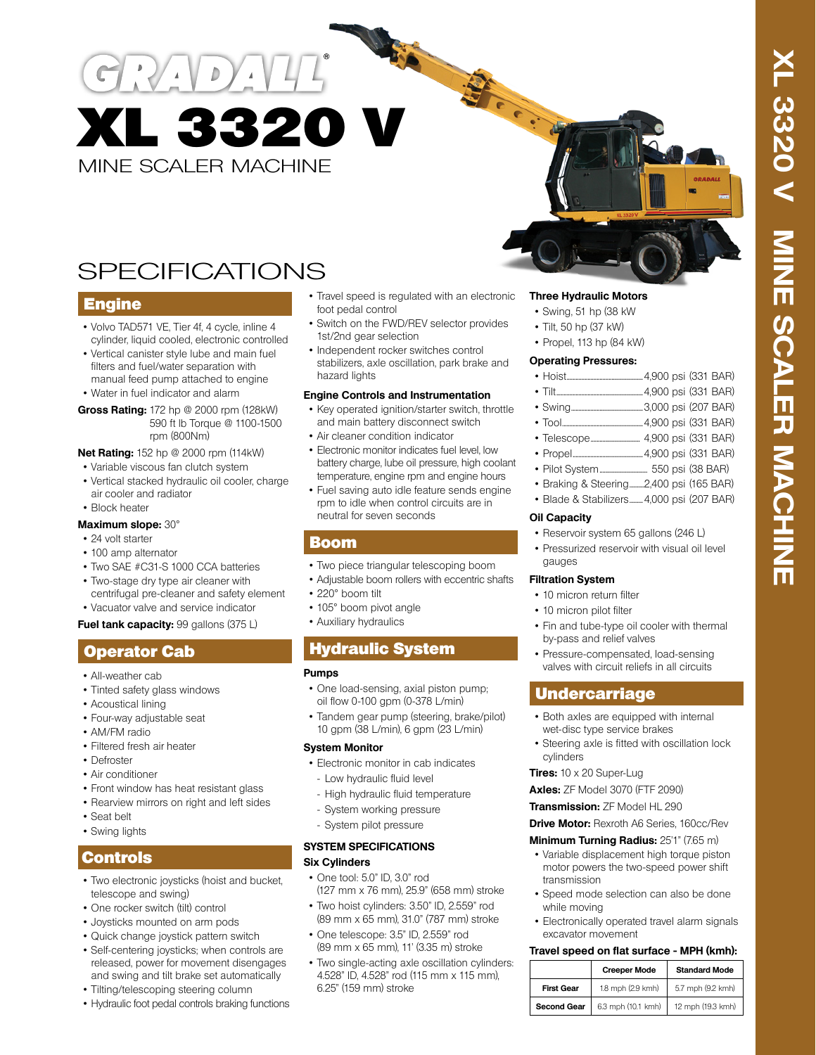# GRADALL®

# XL 3320 V

MINE SCALER MACHINE

## SPECIFICATIONS

### Engine

- Volvo TAD571 VE, Tier 4f, 4 cycle, inline 4 cylinder, liquid cooled, electronic controlled
- Vertical canister style lube and main fuel filters and fuel/water separation with manual feed pump attached to engine
- Water in fuel indicator and alarm

**Gross Rating:** 172 hp @ 2000 rpm (128kW)
590 ft lb Torque @ 1100-1500 rpm (800Nm)

**Net Rating:** 152 hp @ 2000 rpm (114kW)

- Variable viscous fan clutch system
- Vertical stacked hydraulic oil cooler, charge air cooler and radiator
- Block heater

**Maximum slope:** 30°

- 24 volt starter
- 100 amp alternator
- Two SAE #C31-S 1000 CCA batteries
- Two-stage dry type air cleaner with centrifugal pre-cleaner and safety element
- Vacuator valve and service indicator

**Fuel tank capacity:** 99 gallons (375 L)

### Operator Cab

- All-weather cab
- Tinted safety glass windows
- Acoustical lining
- Four-way adjustable seat
- AM/FM radio
- Filtered fresh air heater
- Defroster
- Air conditioner
- Front window has heat resistant glass
- Rearview mirrors on right and left sides
- Seat belt
- Swing lights

### Controls

- Two electronic joysticks (hoist and bucket, telescope and swing)
- One rocker switch (tilt) control
- Joysticks mounted on arm pods
- Quick change joystick pattern switch
- Self-centering joysticks; when controls are released, power for movement disengages and swing and tilt brake set automatically
- Tilting/telescoping steering column
- Hydraulic foot pedal controls braking functions
- Travel speed is regulated with an electronic foot pedal control
- Switch on the FWD/REV selector provides 1st/2nd gear selection
- Independent rocker switches control stabilizers, axle oscillation, park brake and hazard lights

**Engine Controls and Instrumentation**

- Key operated ignition/starter switch, throttle and main battery disconnect switch
- Air cleaner condition indicator
- Electronic monitor indicates fuel level, low battery charge, lube oil pressure, high coolant temperature, engine rpm and engine hours
- Fuel saving auto idle feature sends engine rpm to idle when control circuits are in neutral for seven seconds

### Boom

- Two piece triangular telescoping boom
- Adjustable boom rollers with eccentric shafts
- 220° boom tilt
- 105° boom pivot angle
- Auxiliary hydraulics

### Hydraulic System

**Pumps**

- One load-sensing, axial piston pump; oil flow 0-100 gpm (0-378 L/min)
- Tandem gear pump (steering, brake/pilot) 10 gpm (38 L/min), 6 gpm (23 L/min)

**System Monitor**

- Electronic monitor in cab indicates
  - Low hydraulic fluid level
  - High hydraulic fluid temperature
  - System working pressure
  - System pilot pressure

**SYSTEM SPECIFICATIONS**

**Six Cylinders**

- One tool: 5.0" ID, 3.0" rod (127 mm x 76 mm), 25.9" (658 mm) stroke
- Two hoist cylinders: 3.50" ID, 2.559" rod (89 mm x 65 mm), 31.0" (787 mm) stroke
- One telescope: 3.5" ID, 2.559" rod (89 mm x 65 mm), 11' (3.35 m) stroke
- Two single-acting axle oscillation cylinders: 4.528" ID, 4.528" rod (115 mm x 115 mm), 6.25" (159 mm) stroke

**Three Hydraulic Motors**

- Swing, 51 hp (38 kW
- Tilt, 50 hp (37 kW)
- Propel, 113 hp (84 kW)

**Operating Pressures:**

- Hoist ........ 4,900 psi (331 BAR)
- Tilt ........ 4,900 psi (331 BAR)
- Swing ........ 3,000 psi (207 BAR)
- Tool ........ 4,900 psi (331 BAR)
- Telescope ........ 4,900 psi (331 BAR)
- Propel ........ 4,900 psi (331 BAR)
- Pilot System ........ 550 psi (38 BAR)
- Braking & Steering ........ 2,400 psi (165 BAR)
- Blade & Stabilizers ........ 4,000 psi (207 BAR)

**Oil Capacity**

- Reservoir system 65 gallons (246 L)
- Pressurized reservoir with visual oil level gauges

**Filtration System**

- 10 micron return filter
- 10 micron pilot filter
- Fin and tube-type oil cooler with thermal by-pass and relief valves
- Pressure-compensated, load-sensing valves with circuit reliefs in all circuits

### Undercarriage

- Both axles are equipped with internal wet-disc type service brakes
- Steering axle is fitted with oscillation lock cylinders

**Tires:** 10 x 20 Super-Lug

**Axles:** ZF Model 3070 (FTF 2090)

**Transmission:** ZF Model HL 290

**Drive Motor:** Rexroth A6 Series, 160cc/Rev

**Minimum Turning Radius:** 25'1" (7.65 m)

- Variable displacement high torque piston motor powers the two-speed power shift transmission
- Speed mode selection can also be done while moving
- Electronically operated travel alarm signals excavator movement

**Travel speed on flat surface - MPH (kmh):**

| | Creeper Mode | Standard Mode |
|---|---|---|
| First Gear | 1.8 mph (2.9 kmh) | 5.7 mph (9.2 kmh) |
| Second Gear | 6.3 mph (10.1 kmh) | 12 mph (19.3 kmh) |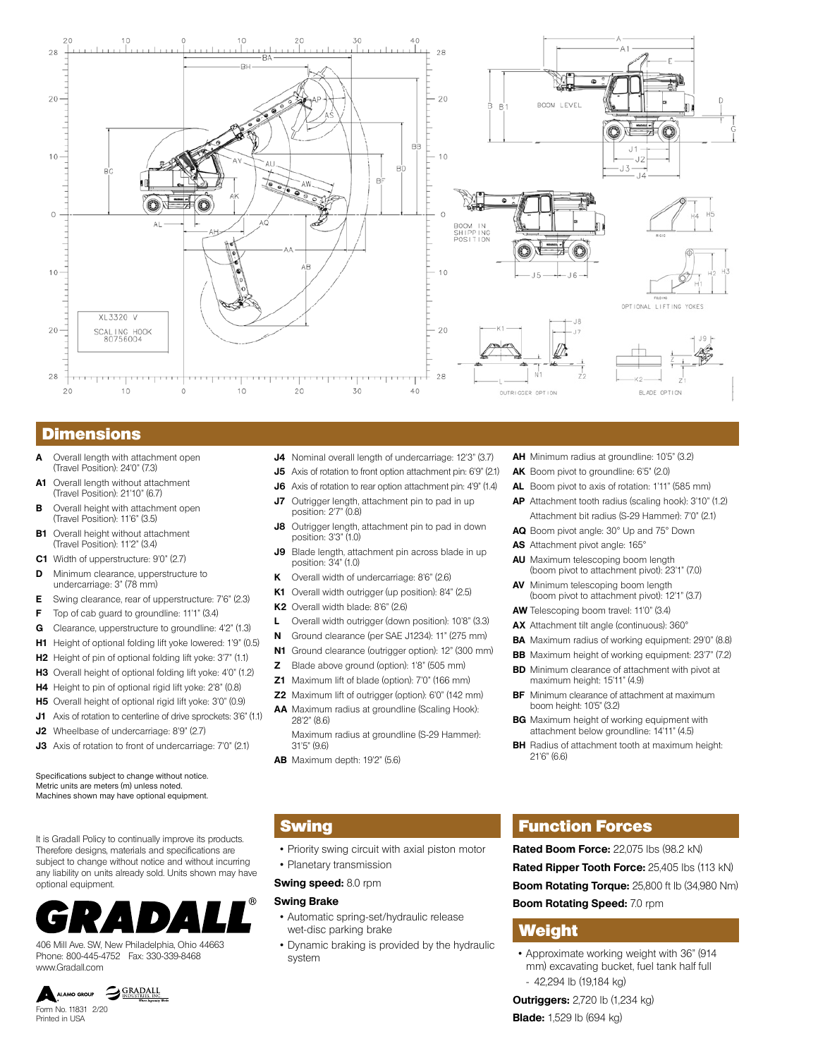20 10 0 10 20 30 40

28 20 10 0 10 20 28

BOOM LEVEL

BOOM IN SHIPPING POSITION

OPTIONAL LIFTING YOKES

OUTRIGGER OPTION

BLADE OPTION

XL3320 V

SCALING HOOK 80756004

## Dimensions

**A** Overall length with attachment open (Travel Position): 24'0" (7.3)

**A1** Overall length without attachment (Travel Position): 21'10" (6.7)

**B** Overall height with attachment open (Travel Position): 11'6" (3.5)

**B1** Overall height without attachment (Travel Position): 11'2" (3.4)

**C1** Width of upperstructure: 9'0" (2.7)

**D** Minimum clearance, upperstructure to undercarriage: 3" (78 mm)

**E** Swing clearance, rear of upperstructure: 7'6" (2.3)

**F** Top of cab guard to groundline: 11'1" (3.4)

**G** Clearance, upperstructure to groundline: 4'2" (1.3)

**H1** Height of optional folding lift yoke lowered: 1'9" (0.5)

**H2** Height of pin of optional folding lift yoke: 3'7" (1.1)

**H3** Overall height of optional folding lift yoke: 4'0" (1.2)

**H4** Height to pin of optional rigid lift yoke: 2'8" (0.8)

**H5** Overall height of optional rigid lift yoke: 3'0" (0.9)

**J1** Axis of rotation to centerline of drive sprockets: 3'6" (1.1)

**J2** Wheelbase of undercarriage: 8'9" (2.7)

**J3** Axis of rotation to front of undercarriage: 7'0" (2.1)

**J4** Nominal overall length of undercarriage: 12'3" (3.7)

**J5** Axis of rotation to front option attachment pin: 6'9" (2.1)

**J6** Axis of rotation to rear option attachment pin: 4'9" (1.4)

**J7** Outrigger length, attachment pin to pad in up position: 2'7" (0.8)

**J8** Outrigger length, attachment pin to pad in down position: 3'3" (1.0)

**J9** Blade length, attachment pin across blade in up position: 3'4" (1.0)

**K** Overall width of undercarriage: 8'6" (2.6)

**K1** Overall width outrigger (up position): 8'4" (2.5)

**K2** Overall width blade: 8'6" (2.6)

**L** Overall width outrigger (down position): 10'8" (3.3)

**N** Ground clearance (per SAE J1234): 11" (275 mm)

**N1** Ground clearance (outrigger option): 12" (300 mm)

**Z** Blade above ground (option): 1'8" (505 mm)

**Z1** Maximum lift of blade (option): 7'0" (166 mm)

**Z2** Maximum lift of outrigger (option): 6'0" (142 mm)

**AA** Maximum radius at groundline (Scaling Hook): 28'2" (8.6)

Maximum radius at groundline (S-29 Hammer): 31'5" (9.6)

**AB** Maximum depth: 19'2" (5.6)

**AH** Minimum radius at groundline: 10'5" (3.2)

**AK** Boom pivot to groundline: 6'5" (2.0)

**AL** Boom pivot to axis of rotation: 1'11" (585 mm)

**AP** Attachment tooth radius (scaling hook): 3'10" (1.2)

Attachment bit radius (S-29 Hammer): 7'0" (2.1)

**AQ** Boom pivot angle: 30° Up and 75° Down

**AS** Attachment pivot angle: 165°

**AU** Maximum telescoping boom length (boom pivot to attachment pivot): 23'1" (7.0)

**AV** Minimum telescoping boom length (boom pivot to attachment pivot): 12'1" (3.7)

**AW** Telescoping boom travel: 11'0" (3.4)

**AX** Attachment tilt angle (continuous): 360°

**BA** Maximum radius of working equipment: 29'0" (8.8)

**BB** Maximum height of working equipment: 23'7" (7.2)

**BD** Minimum clearance of attachment with pivot at maximum height: 15'11" (4.9)

**BF** Minimum clearance of attachment at maximum boom height: 10'5" (3.2)

**BG** Maximum height of working equipment with attachment below groundline: 14'11" (4.5)

**BH** Radius of attachment tooth at maximum height: 21'6" (6.6)

Specifications subject to change without notice.
Metric units are meters (m) unless noted.
Machines shown may have optional equipment.

It is Gradall Policy to continually improve its products. Therefore designs, materials and specifications are subject to change without notice and without incurring any liability on units already sold. Units shown may have optional equipment.

GRADALL®

406 Mill Ave. SW, New Philadelphia, Ohio 44663
Phone: 800-445-4752 Fax: 330-339-8468
www.Gradall.com

ALAMO GROUP GRADALL INDUSTRIES, INC.

Form No. 11831 2/20
Printed in USA

## Swing

- Priority swing circuit with axial piston motor
- Planetary transmission

**Swing speed:** 8.0 rpm

**Swing Brake**

- Automatic spring-set/hydraulic release wet-disc parking brake
- Dynamic braking is provided by the hydraulic system

## Function Forces

**Rated Boom Force:** 22,075 lbs (98.2 kN)

**Rated Ripper Tooth Force:** 25,405 lbs (113 kN)

**Boom Rotating Torque:** 25,800 ft lb (34,980 Nm)

**Boom Rotating Speed:** 7.0 rpm

## Weight

- Approximate working weight with 36" (914 mm) excavating bucket, fuel tank half full
  - 42,294 lb (19,184 kg)

**Outriggers:** 2,720 lb (1,234 kg)

**Blade:** 1,529 lb (694 kg)